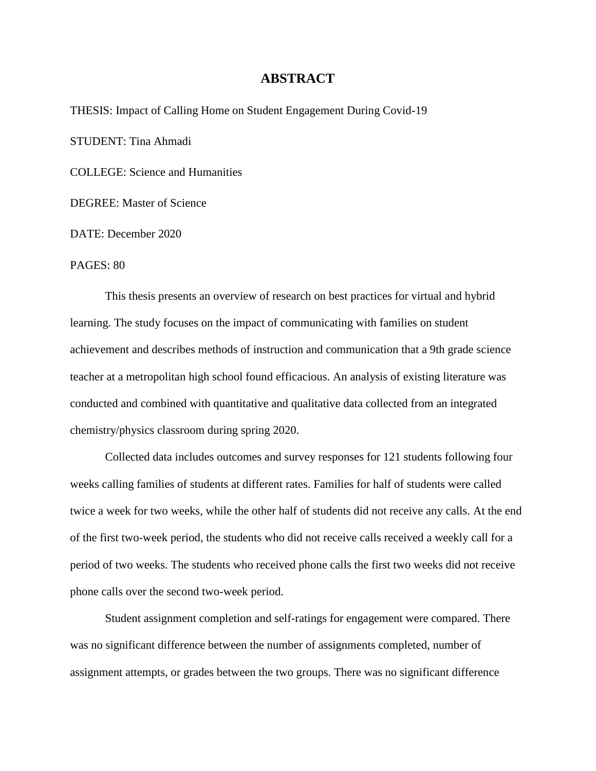# ABSTRACT

THESIS: Impact of Calling Home on Student Engagement During Covid-19

STUDENT: Tina Ahmadi

COLLEGE: Science and Humanities

DEGREE: Master of Science

DATE: December 2020

PAGES: 80

This thesis presents an overview of research on best practices for virtual and hybrid learning. The study focuses on the impact of communicating with families on student achievement and describes methods of instruction and communication that a 9th grade science teacher at a metropolitan high school found efficacious. An analysis of existing literature was conducted and combined with quantitative and qualitative data collected from an integrated chemistry/physics classroom during spring 2020.

Collected data includes outcomes and survey responses for 121 students following four weeks calling families of students at different rates. Families for half of students were called twice a week for two weeks, while the other half of students did not receive any calls. At the end of the first two-week period, the students who did not receive calls received a weekly call for a period of two weeks. The students who received phone calls the first two weeks did not receive phone calls over the second two-week period.

Student assignment completion and self-ratings for engagement were compared. There was no significant difference between the number of assignments completed, number of assignment attempts, or grades between the two groups. There was no significant difference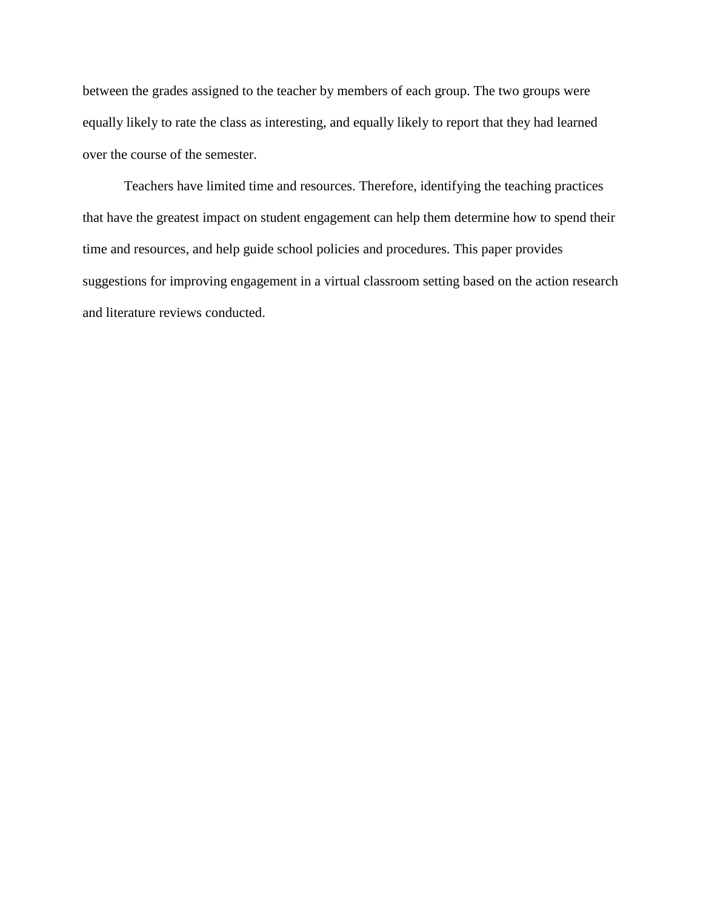between the grades assigned to the teacher by members of each group. The two groups were equally likely to rate the class as interesting, and equally likely to report that they had learned over the course of the semester.

Teachers have limited time and resources. Therefore, identifying the teaching practices that have the greatest impact on student engagement can help them determine how to spend their time and resources, and help guide school policies and procedures. This paper provides suggestions for improving engagement in a virtual classroom setting based on the action research and literature reviews conducted.